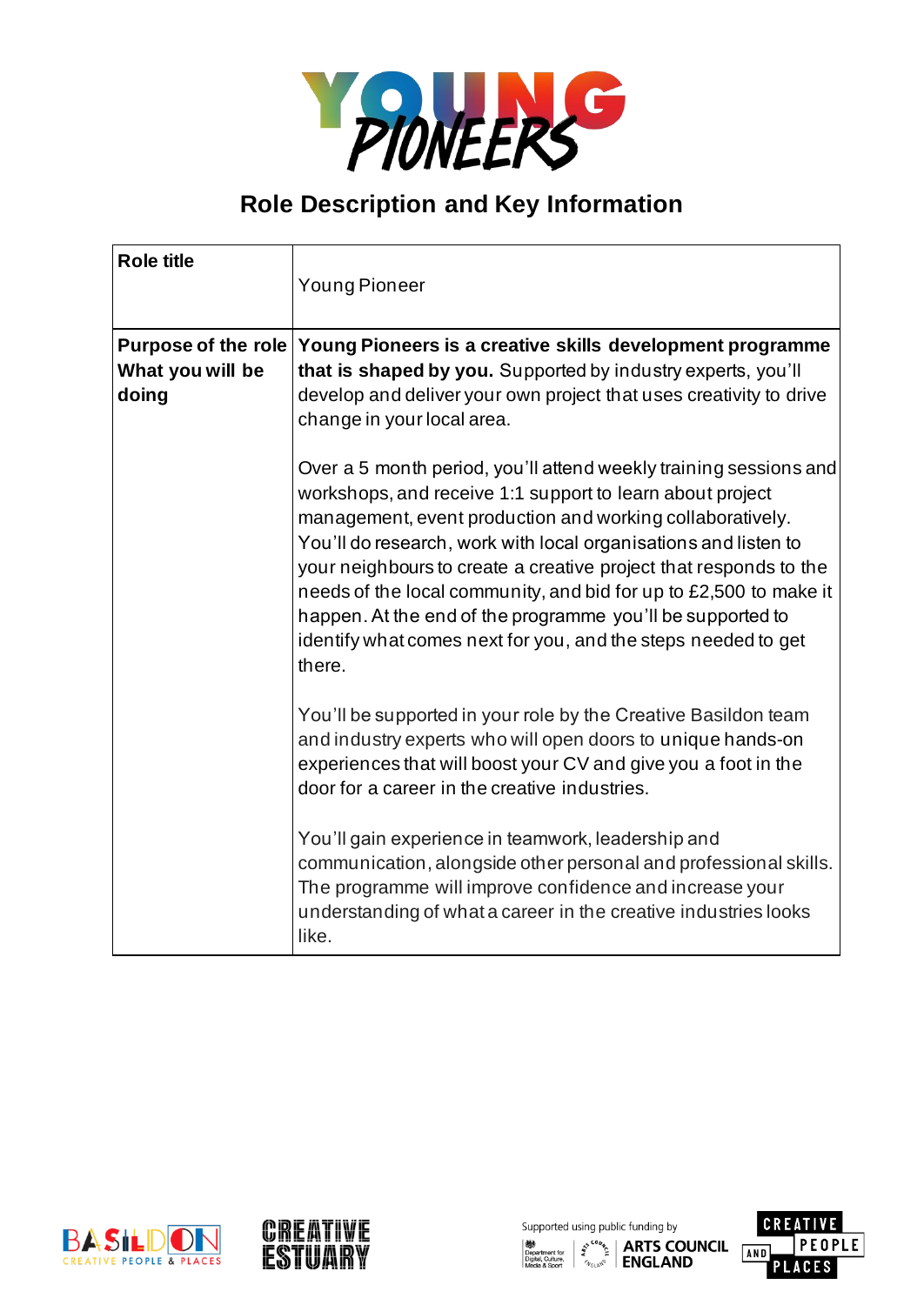# YOUNG PIONEERS

## Role Description and Key Information

| Role title | Young Pioneer |
| --- | --- |
| **Purpose of the role What you will be doing** | **Young Pioneers is a creative skills development programme that is shaped by you.** Supported by industry experts, you'll develop and deliver your own project that uses creativity to drive change in your local area.<br><br>Over a 5 month period, you'll attend weekly training sessions and workshops, and receive 1:1 support to learn about project management, event production and working collaboratively. You'll do research, work with local organisations and listen to your neighbours to create a creative project that responds to the needs of the local community, and bid for up to £2,500 to make it happen. At the end of the programme you'll be supported to identify what comes next for you, and the steps needed to get there.<br><br>You'll be supported in your role by the Creative Basildon team and industry experts who will open doors to unique hands-on experiences that will boost your CV and give you a foot in the door for a career in the creative industries.<br><br>You'll gain experience in teamwork, leadership and communication, alongside other personal and professional skills. The programme will improve confidence and increase your understanding of what a career in the creative industries looks like. |

BASILDON CREATIVE PEOPLE & PLACES

CREATIVE ESTUARY

Supported using public funding by Department for Digital, Culture, Media & Sport ARTS COUNCIL ENGLAND

CREATIVE PEOPLE AND PLACES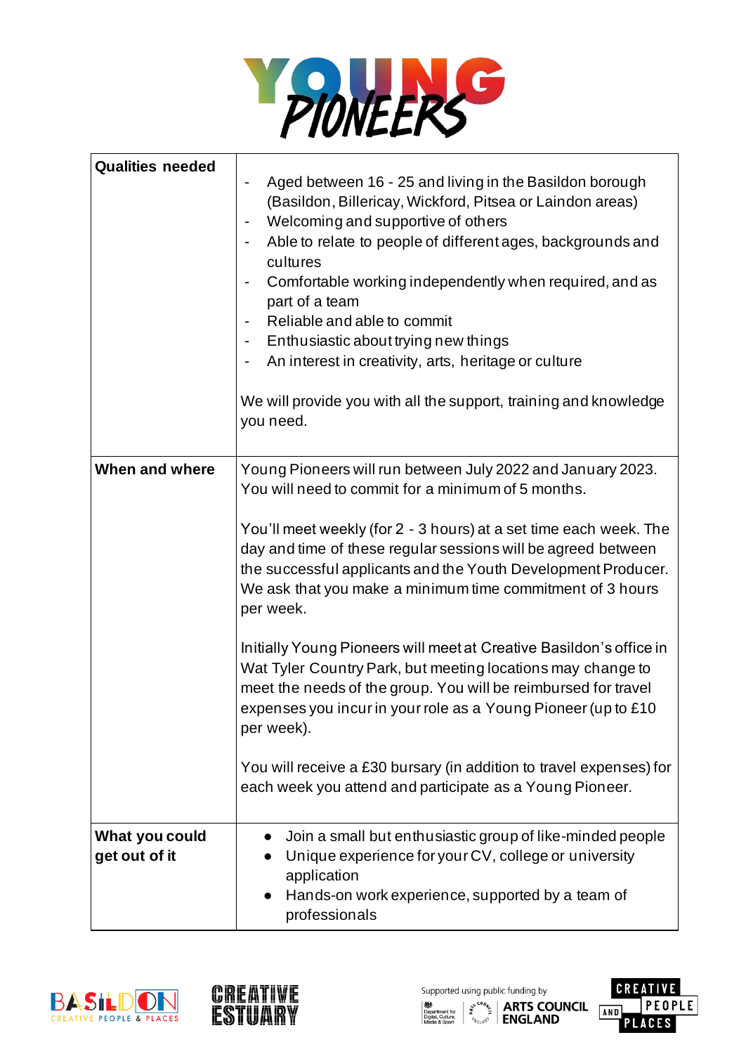# YOUNG PIONEERS

| | |
|---|---|
| **Qualities needed** | - Aged between 16 - 25 and living in the Basildon borough (Basildon, Billericay, Wickford, Pitsea or Laindon areas)<br>- Welcoming and supportive of others<br>- Able to relate to people of different ages, backgrounds and cultures<br>- Comfortable working independently when required, and as part of a team<br>- Reliable and able to commit<br>- Enthusiastic about trying new things<br>- An interest in creativity, arts, heritage or culture<br><br>We will provide you with all the support, training and knowledge you need. |
| **When and where** | Young Pioneers will run between July 2022 and January 2023. You will need to commit for a minimum of 5 months.<br><br>You'll meet weekly (for 2 - 3 hours) at a set time each week. The day and time of these regular sessions will be agreed between the successful applicants and the Youth Development Producer. We ask that you make a minimum time commitment of 3 hours per week.<br><br>Initially Young Pioneers will meet at Creative Basildon's office in Wat Tyler Country Park, but meeting locations may change to meet the needs of the group. You will be reimbursed for travel expenses you incur in your role as a Young Pioneer (up to £10 per week).<br><br>You will receive a £30 bursary (in addition to travel expenses) for each week you attend and participate as a Young Pioneer. |
| **What you could get out of it** | • Join a small but enthusiastic group of like-minded people<br>• Unique experience for your CV, college or university application<br>• Hands-on work experience, supported by a team of professionals |

BASILDON CREATIVE PEOPLE & PLACES · CREATIVE ESTUARY

Supported using public funding by Department for Digital, Culture, Media & Sport · ARTS COUNCIL ENGLAND · CREATIVE PEOPLE AND PLACES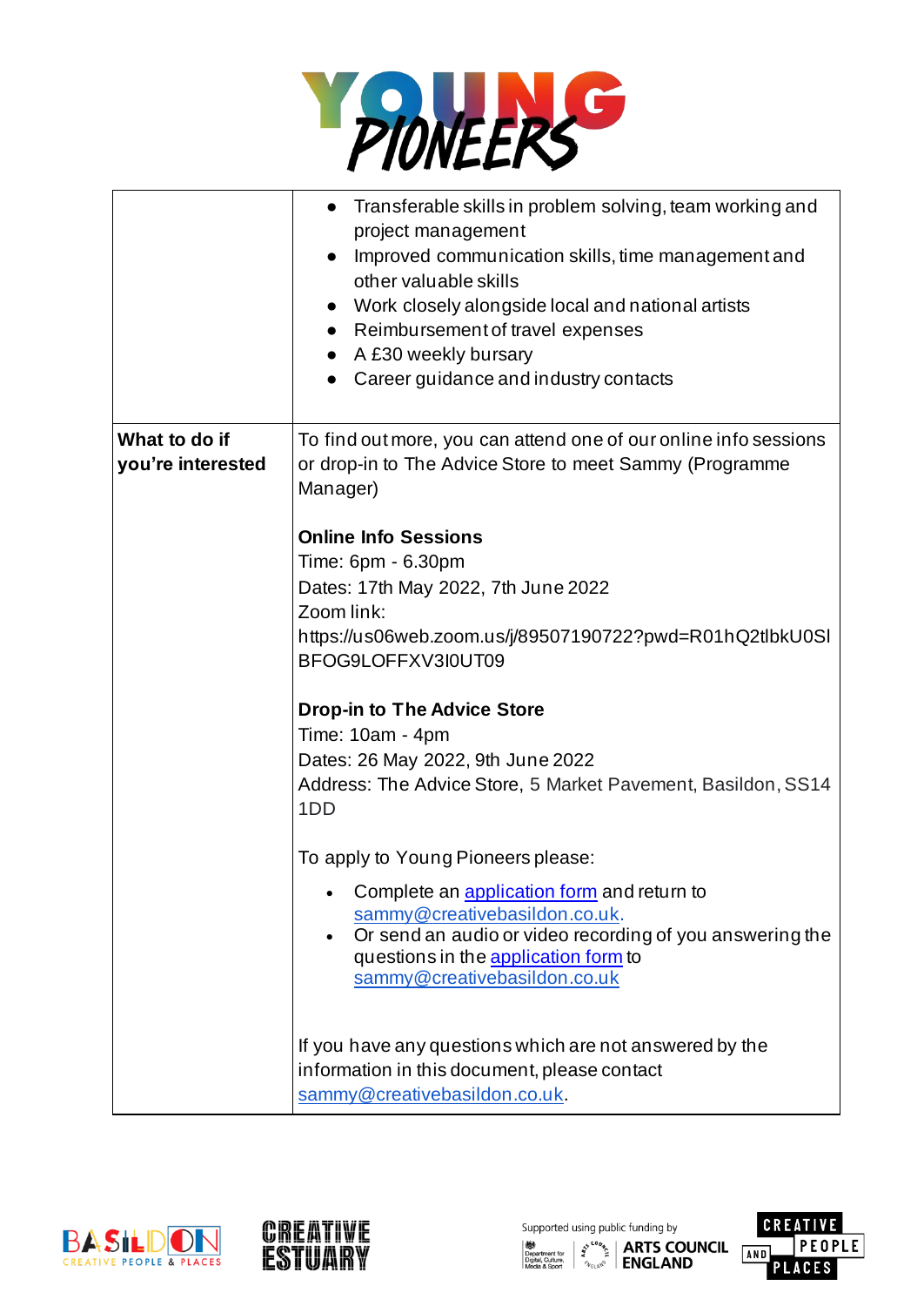| | |
|---|---|
| | • Transferable skills in problem solving, team working and project management<br>• Improved communication skills, time management and other valuable skills<br>• Work closely alongside local and national artists<br>• Reimbursement of travel expenses<br>• A £30 weekly bursary<br>• Career guidance and industry contacts |
| **What to do if you're interested** | To find out more, you can attend one of our online info sessions or drop-in to The Advice Store to meet Sammy (Programme Manager)<br><br>**Online Info Sessions**<br>Time: 6pm - 6.30pm<br>Dates: 17th May 2022, 7th June 2022<br>Zoom link:<br>https://us06web.zoom.us/j/89507190722?pwd=R01hQ2tlbkU0SlBFOG9LOFFXV3I0UT09<br><br>**Drop-in to The Advice Store**<br>Time: 10am - 4pm<br>Dates: 26 May 2022, 9th June 2022<br>Address: The Advice Store, 5 Market Pavement, Basildon, SS14 1DD<br><br>To apply to Young Pioneers please:<br>• Complete an application form and return to sammy@creativebasildon.co.uk.<br>• Or send an audio or video recording of you answering the questions in the application form to sammy@creativebasildon.co.uk<br><br>If you have any questions which are not answered by the information in this document, please contact sammy@creativebasildon.co.uk. |

Supported using public funding by ARTS COUNCIL ENGLAND